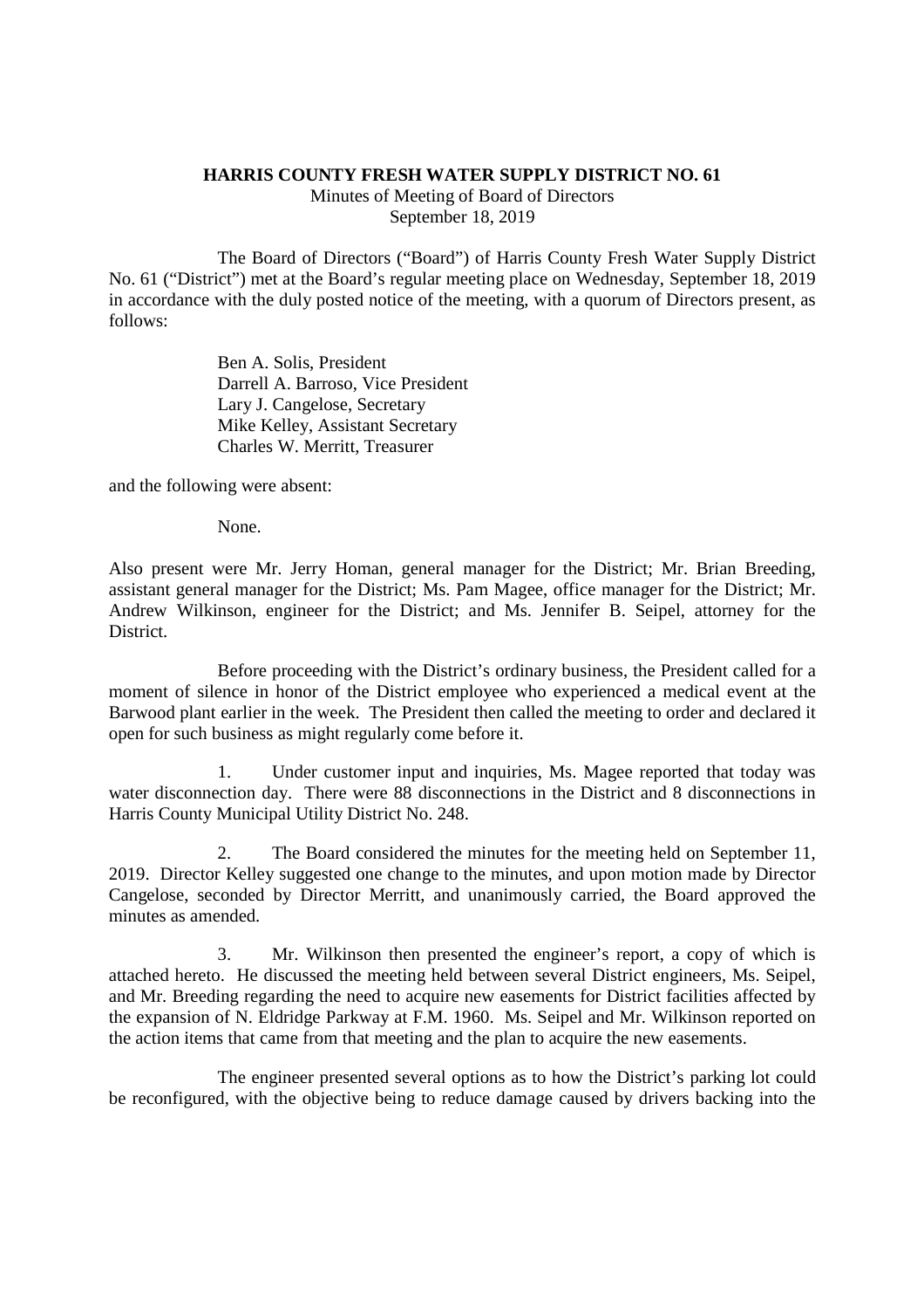**HARRIS COUNTY FRESH WATER SUPPLY DISTRICT NO. 61**
Minutes of Meeting of Board of Directors
September 18, 2019

The Board of Directors ("Board") of Harris County Fresh Water Supply District No. 61 ("District") met at the Board's regular meeting place on Wednesday, September 18, 2019 in accordance with the duly posted notice of the meeting, with a quorum of Directors present, as follows:

Ben A. Solis, President
Darrell A. Barroso, Vice President
Lary J. Cangelose, Secretary
Mike Kelley, Assistant Secretary
Charles W. Merritt, Treasurer

and the following were absent:

None.

Also present were Mr. Jerry Homan, general manager for the District; Mr. Brian Breeding, assistant general manager for the District; Ms. Pam Magee, office manager for the District; Mr. Andrew Wilkinson, engineer for the District; and Ms. Jennifer B. Seipel, attorney for the District.

Before proceeding with the District's ordinary business, the President called for a moment of silence in honor of the District employee who experienced a medical event at the Barwood plant earlier in the week. The President then called the meeting to order and declared it open for such business as might regularly come before it.

1. Under customer input and inquiries, Ms. Magee reported that today was water disconnection day. There were 88 disconnections in the District and 8 disconnections in Harris County Municipal Utility District No. 248.

2. The Board considered the minutes for the meeting held on September 11, 2019. Director Kelley suggested one change to the minutes, and upon motion made by Director Cangelose, seconded by Director Merritt, and unanimously carried, the Board approved the minutes as amended.

3. Mr. Wilkinson then presented the engineer's report, a copy of which is attached hereto. He discussed the meeting held between several District engineers, Ms. Seipel, and Mr. Breeding regarding the need to acquire new easements for District facilities affected by the expansion of N. Eldridge Parkway at F.M. 1960. Ms. Seipel and Mr. Wilkinson reported on the action items that came from that meeting and the plan to acquire the new easements.

The engineer presented several options as to how the District's parking lot could be reconfigured, with the objective being to reduce damage caused by drivers backing into the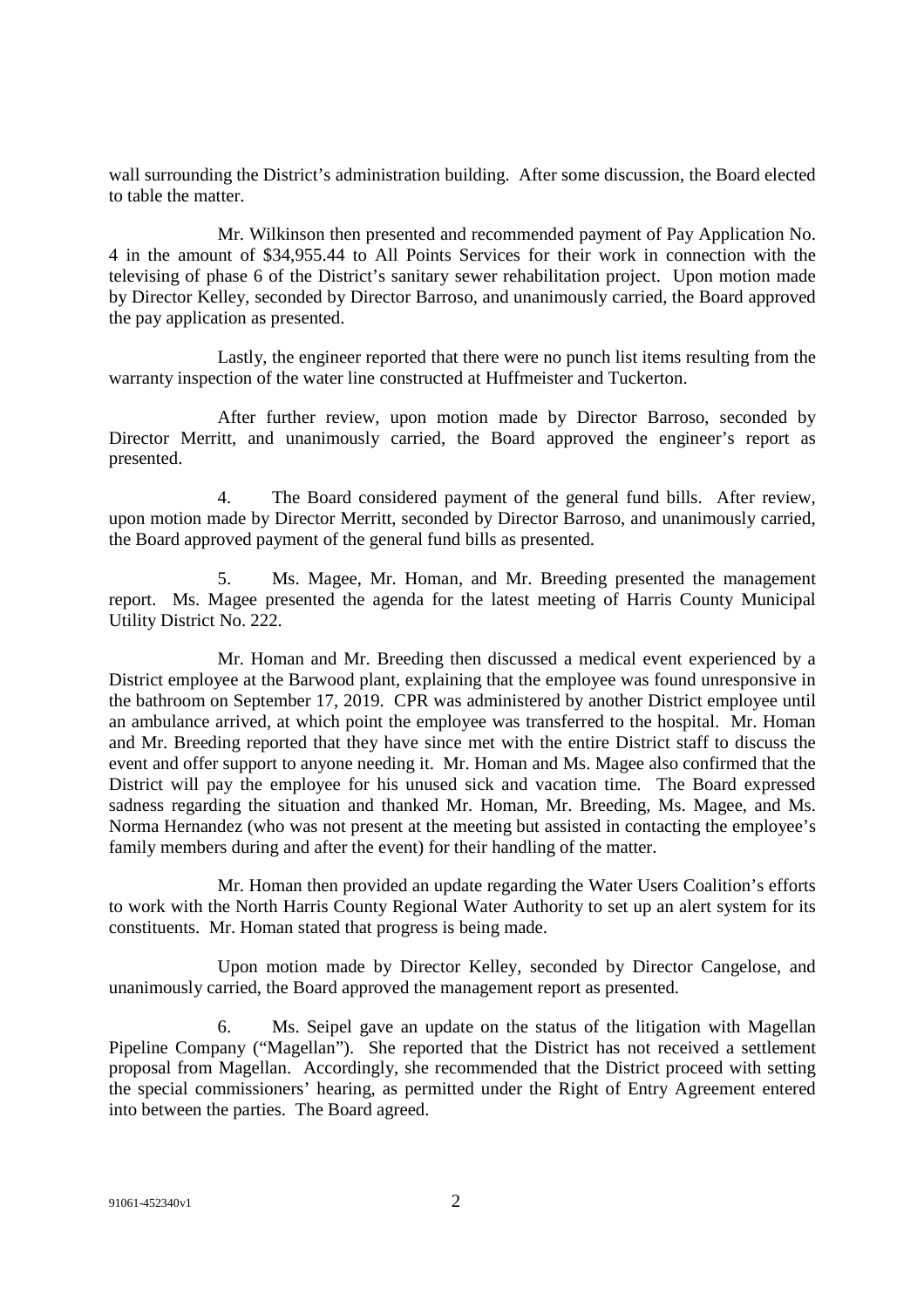wall surrounding the District's administration building. After some discussion, the Board elected to table the matter.

Mr. Wilkinson then presented and recommended payment of Pay Application No. 4 in the amount of $34,955.44 to All Points Services for their work in connection with the televising of phase 6 of the District's sanitary sewer rehabilitation project. Upon motion made by Director Kelley, seconded by Director Barroso, and unanimously carried, the Board approved the pay application as presented.

Lastly, the engineer reported that there were no punch list items resulting from the warranty inspection of the water line constructed at Huffmeister and Tuckerton.

After further review, upon motion made by Director Barroso, seconded by Director Merritt, and unanimously carried, the Board approved the engineer's report as presented.

4. The Board considered payment of the general fund bills. After review, upon motion made by Director Merritt, seconded by Director Barroso, and unanimously carried, the Board approved payment of the general fund bills as presented.

5. Ms. Magee, Mr. Homan, and Mr. Breeding presented the management report. Ms. Magee presented the agenda for the latest meeting of Harris County Municipal Utility District No. 222.

Mr. Homan and Mr. Breeding then discussed a medical event experienced by a District employee at the Barwood plant, explaining that the employee was found unresponsive in the bathroom on September 17, 2019. CPR was administered by another District employee until an ambulance arrived, at which point the employee was transferred to the hospital. Mr. Homan and Mr. Breeding reported that they have since met with the entire District staff to discuss the event and offer support to anyone needing it. Mr. Homan and Ms. Magee also confirmed that the District will pay the employee for his unused sick and vacation time. The Board expressed sadness regarding the situation and thanked Mr. Homan, Mr. Breeding, Ms. Magee, and Ms. Norma Hernandez (who was not present at the meeting but assisted in contacting the employee's family members during and after the event) for their handling of the matter.

Mr. Homan then provided an update regarding the Water Users Coalition's efforts to work with the North Harris County Regional Water Authority to set up an alert system for its constituents. Mr. Homan stated that progress is being made.

Upon motion made by Director Kelley, seconded by Director Cangelose, and unanimously carried, the Board approved the management report as presented.

6. Ms. Seipel gave an update on the status of the litigation with Magellan Pipeline Company ("Magellan"). She reported that the District has not received a settlement proposal from Magellan. Accordingly, she recommended that the District proceed with setting the special commissioners' hearing, as permitted under the Right of Entry Agreement entered into between the parties. The Board agreed.

91061-452340v1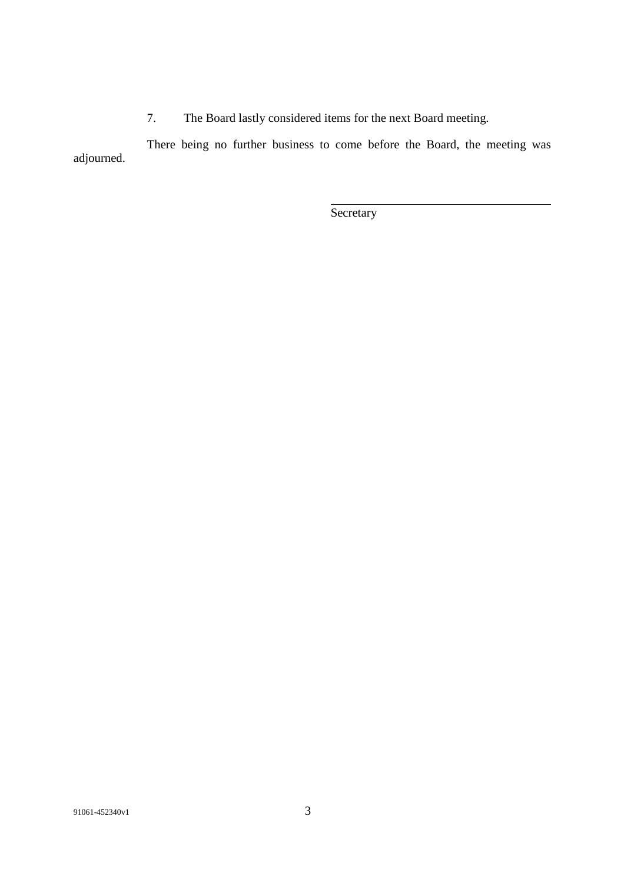7. The Board lastly considered items for the next Board meeting.

There being no further business to come before the Board, the meeting was adjourned.

\_\_\_\_\_\_\_\_\_\_\_\_\_\_\_\_\_\_\_\_\_\_\_\_\_\_\_\_\_\_\_\_\_\_\_\_

Secretary

91061-452340v1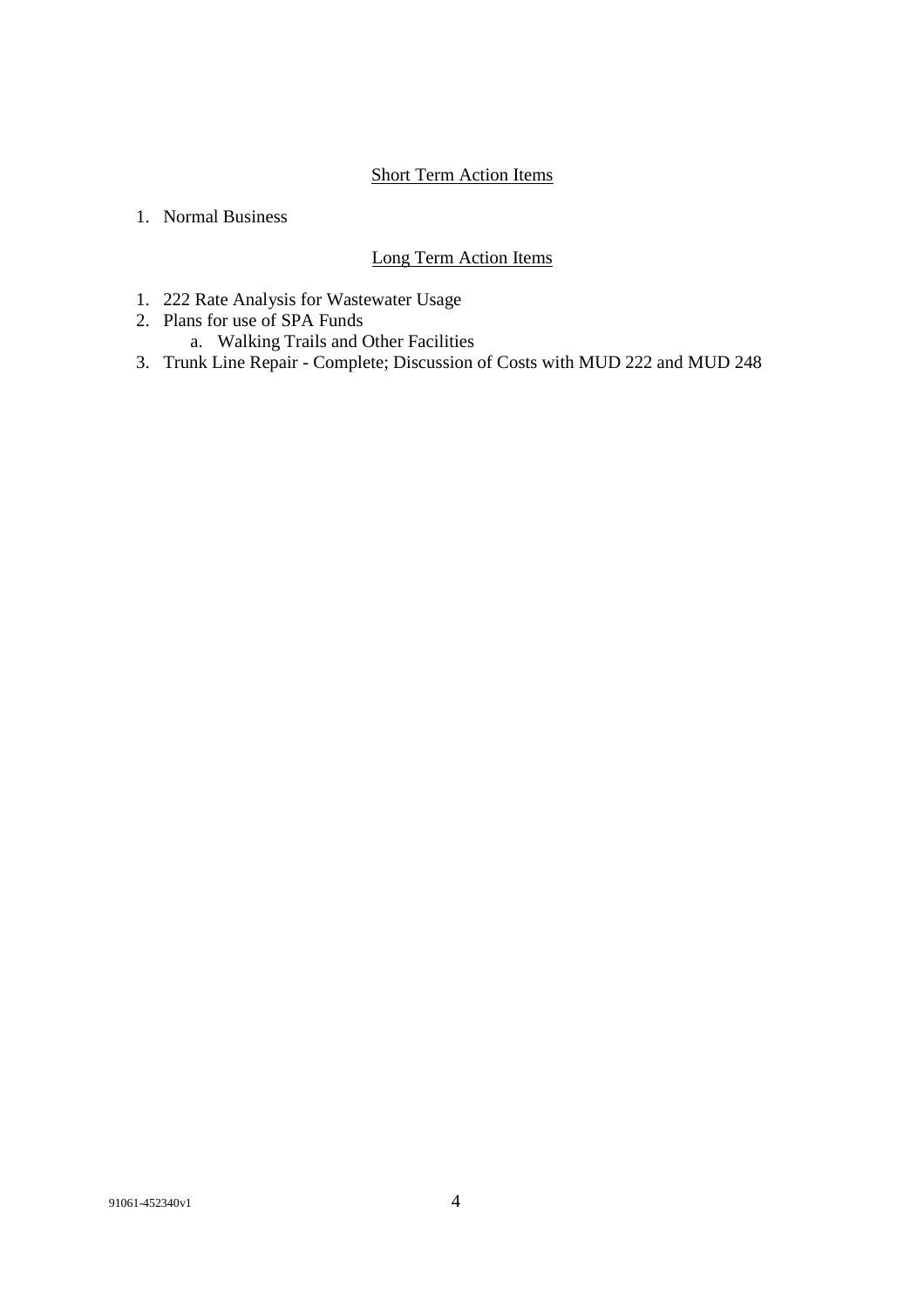## Short Term Action Items

1. Normal Business

## Long Term Action Items

1. 222 Rate Analysis for Wastewater Usage
2. Plans for use of SPA Funds
    a. Walking Trails and Other Facilities
3. Trunk Line Repair - Complete; Discussion of Costs with MUD 222 and MUD 248

91061-452340v1